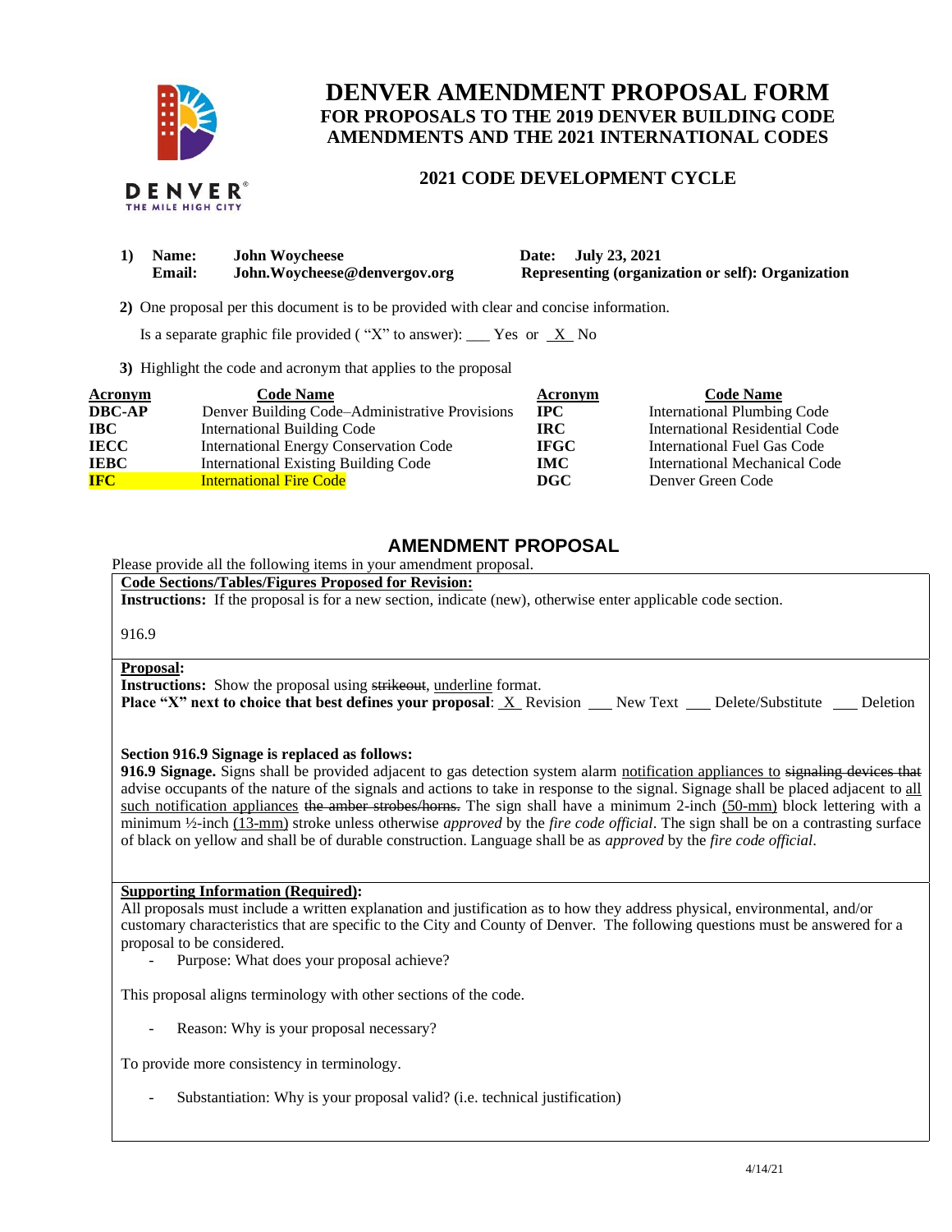# DENVER AMENDMENT PROPOSAL FORM
## FOR PROPOSALS TO THE 2019 DENVER BUILDING CODE AMENDMENTS AND THE 2021 INTERNATIONAL CODES

### 2021 CODE DEVELOPMENT CYCLE

1) **Name:** **John Woycheese** **Date:** **July 23, 2021**
   **Email:** **John.Woycheese@denvergov.org** **Representing (organization or self): Organization**

2) One proposal per this document is to be provided with clear and concise information.

   Is a separate graphic file provided ("X" to answer): ___ Yes or _X_ No

3) Highlight the code and acronym that applies to the proposal

| Acronym | Code Name | Acronym | Code Name |
|---|---|---|---|
| **DBC-AP** | Denver Building Code–Administrative Provisions | **IPC** | International Plumbing Code |
| **IBC** | International Building Code | **IRC** | International Residential Code |
| **IECC** | International Energy Conservation Code | **IFGC** | International Fuel Gas Code |
| **IEBC** | International Existing Building Code | **IMC** | International Mechanical Code |
| **IFC** | International Fire Code | **DGC** | Denver Green Code |

## AMENDMENT PROPOSAL

Please provide all the following items in your amendment proposal.

**Code Sections/Tables/Figures Proposed for Revision:**

**Instructions:** If the proposal is for a new section, indicate (new), otherwise enter applicable code section.

916.9

**Proposal:**

**Instructions:** Show the proposal using ~~strikeout~~, <u>underline</u> format.

**Place "X" next to choice that best defines your proposal**: _X_ Revision ___ New Text ___ Delete/Substitute ___ Deletion

**Section 916.9 Signage is replaced as follows:**

**916.9 Signage.** Signs shall be provided adjacent to gas detection system alarm <u>notification appliances to</u> ~~signaling devices that~~ advise occupants of the nature of the signals and actions to take in response to the signal. Signage shall be placed adjacent to <u>all such notification appliances</u> ~~the amber strobes/horns.~~ The sign shall have a minimum 2-inch <u>(50-mm)</u> block lettering with a minimum ½-inch <u>(13-mm)</u> stroke unless otherwise *approved* by the *fire code official*. The sign shall be on a contrasting surface of black on yellow and shall be of durable construction. Language shall be as *approved* by the *fire code official*.

**Supporting Information (Required):**

All proposals must include a written explanation and justification as to how they address physical, environmental, and/or customary characteristics that are specific to the City and County of Denver. The following questions must be answered for a proposal to be considered.

- Purpose: What does your proposal achieve?

This proposal aligns terminology with other sections of the code.

- Reason: Why is your proposal necessary?

To provide more consistency in terminology.

- Substantiation: Why is your proposal valid? (i.e. technical justification)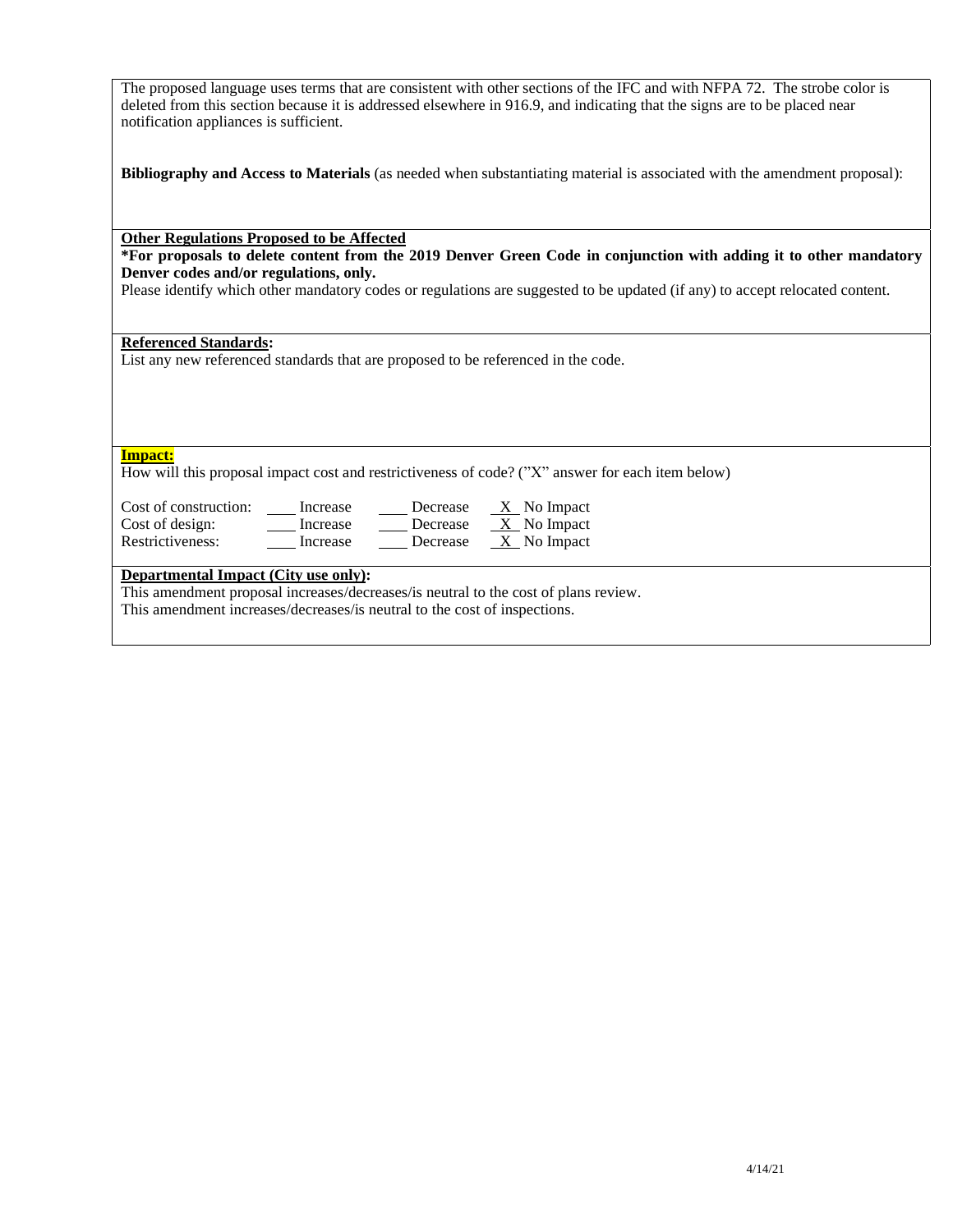The proposed language uses terms that are consistent with other sections of the IFC and with NFPA 72. The strobe color is deleted from this section because it is addressed elsewhere in 916.9, and indicating that the signs are to be placed near notification appliances is sufficient.

**Bibliography and Access to Materials** (as needed when substantiating material is associated with the amendment proposal):

**Other Regulations Proposed to be Affected**

**\*For proposals to delete content from the 2019 Denver Green Code in conjunction with adding it to other mandatory Denver codes and/or regulations, only.**

Please identify which other mandatory codes or regulations are suggested to be updated (if any) to accept relocated content.

**Referenced Standards:**

List any new referenced standards that are proposed to be referenced in the code.

**Impact:**

How will this proposal impact cost and restrictiveness of code? ("X" answer for each item below)

| | | | |
|---|---|---|---|
| Cost of construction: | \_\_\_\_ Increase | \_\_\_\_ Decrease | X No Impact |
| Cost of design: | \_\_\_\_ Increase | \_\_\_\_ Decrease | X No Impact |
| Restrictiveness: | \_\_\_\_ Increase | \_\_\_\_ Decrease | X No Impact |

**Departmental Impact (City use only):**

This amendment proposal increases/decreases/is neutral to the cost of plans review.

This amendment increases/decreases/is neutral to the cost of inspections.

4/14/21